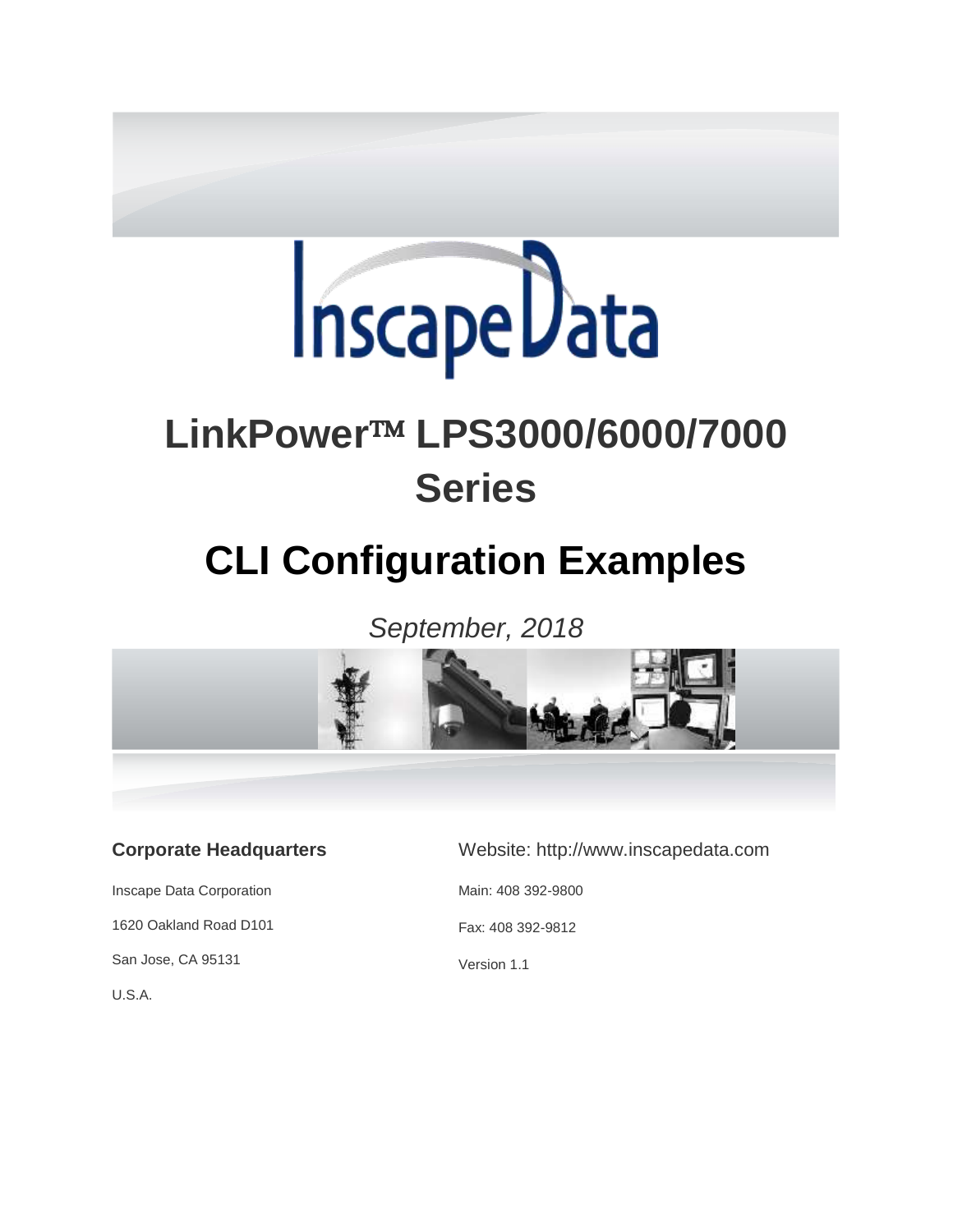# LinkPower™ LPS3000/6000/7000 Series

# CLI Configuration Examples

*September, 2018*

**Corporate Headquarters**

Inscape Data Corporation

1620 Oakland Road D101

San Jose, CA 95131

U.S.A.

Website: http://www.inscapedata.com

Main: 408 392-9800

Fax: 408 392-9812

Version 1.1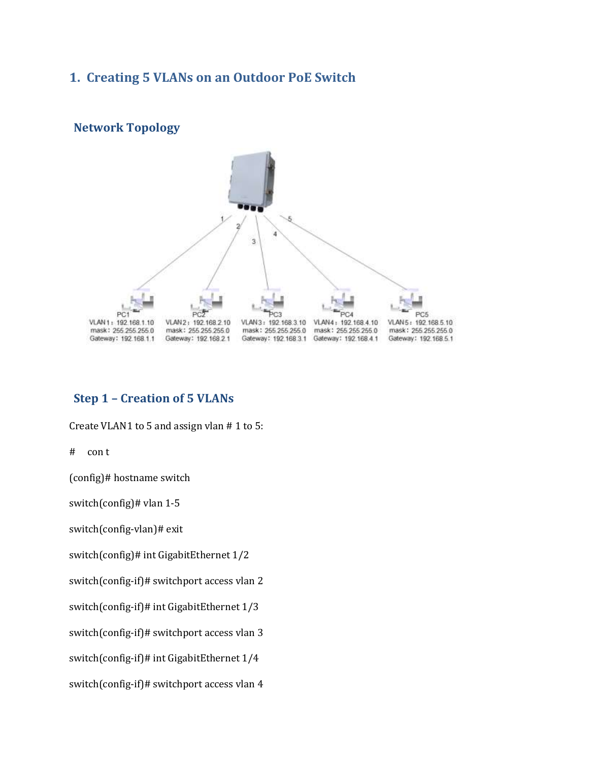## 1. Creating 5 VLANs on an Outdoor PoE Switch

### Network Topology

1
2
3
4
5

PC1
VLAN1：192.168.1.10
mask：255.255.255.0
Gateway：192.168.1.1

PC2
VLAN2：192.168.2.10
mask：255.255.255.0
Gateway：192.168.2.1

PC3
VLAN3：192.168.3.10
mask：255.255.255.0
Gateway：192.168.3.1

PC4
VLAN4：192.168.4.10
mask：255.255.255.0
Gateway：192.168.4.1

PC5
VLAN5：192.168.5.10
mask：255.255.255.0
Gateway：192.168.5.1

### Step 1 – Creation of 5 VLANs

Create VLAN1 to 5 and assign vlan # 1 to 5:

```
#     con t

(config)# hostname switch

switch(config)# vlan 1-5

switch(config-vlan)# exit

switch(config)# int GigabitEthernet 1/2

switch(config-if)# switchport access vlan 2

switch(config-if)# int GigabitEthernet 1/3

switch(config-if)# switchport access vlan 3

switch(config-if)# int GigabitEthernet 1/4

switch(config-if)# switchport access vlan 4
```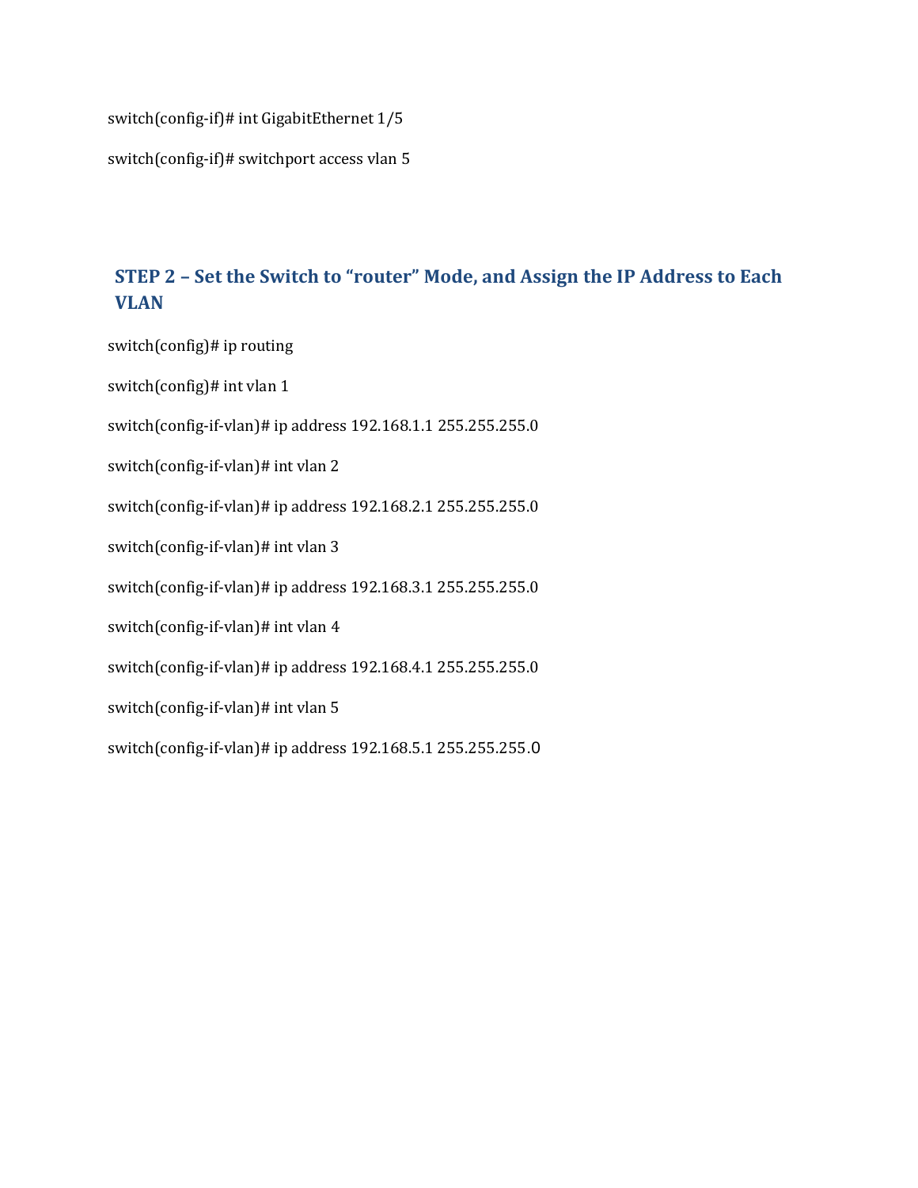switch(config-if)# int GigabitEthernet 1/5

switch(config-if)# switchport access vlan 5

## STEP 2 – Set the Switch to "router" Mode, and Assign the IP Address to Each VLAN

switch(config)# ip routing

switch(config)# int vlan 1

switch(config-if-vlan)# ip address 192.168.1.1 255.255.255.0

switch(config-if-vlan)# int vlan 2

switch(config-if-vlan)# ip address 192.168.2.1 255.255.255.0

switch(config-if-vlan)# int vlan 3

switch(config-if-vlan)# ip address 192.168.3.1 255.255.255.0

switch(config-if-vlan)# int vlan 4

switch(config-if-vlan)# ip address 192.168.4.1 255.255.255.0

switch(config-if-vlan)# int vlan 5

switch(config-if-vlan)# ip address 192.168.5.1 255.255.255.0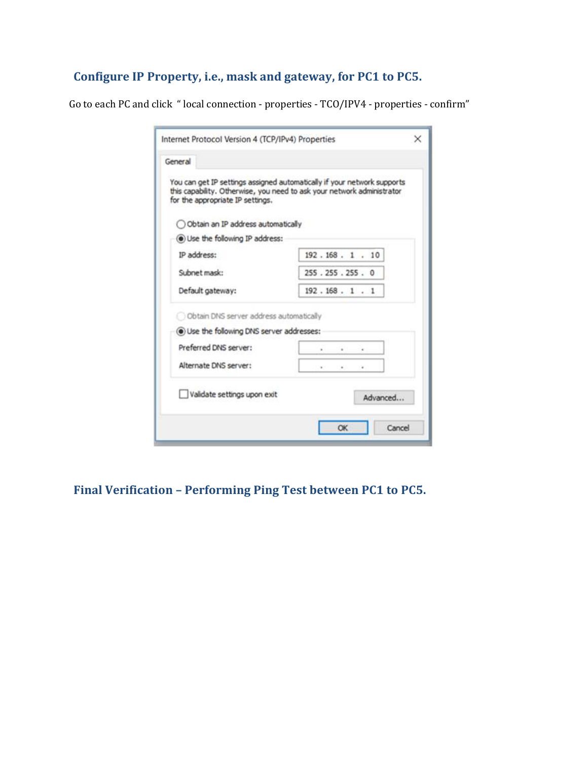## Configure IP Property, i.e., mask and gateway, for PC1 to PC5.

Go to each PC and click " local connection - properties - TCO/IPV4 - properties - confirm"

## Final Verification – Performing Ping Test between PC1 to PC5.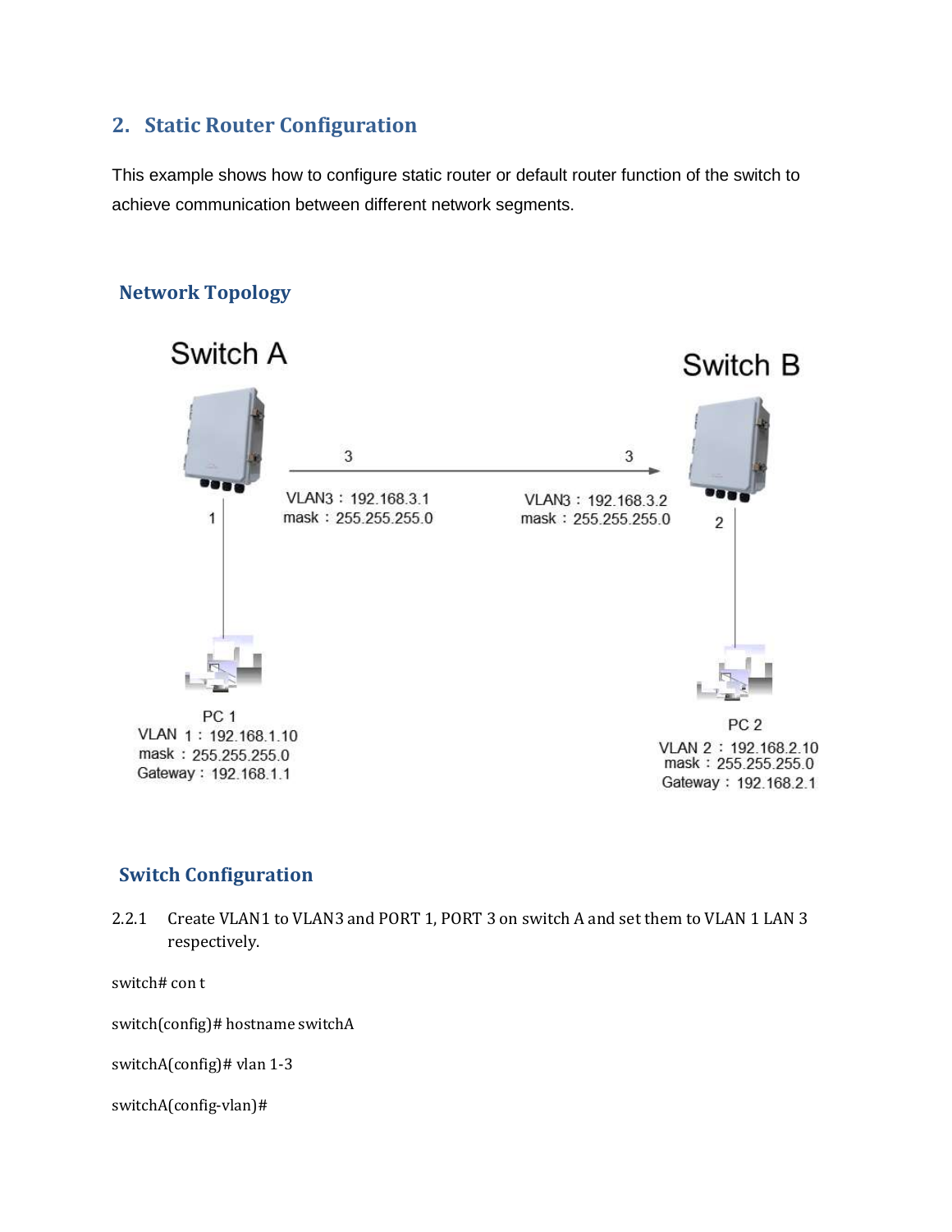## 2. Static Router Configuration

This example shows how to configure static router or default router function of the switch to achieve communication between different network segments.

### Network Topology

Switch A

Switch B

3

3

VLAN3：192.168.3.1
mask：255.255.255.0

VLAN3：192.168.3.2
mask：255.255.255.0

1

2

PC 1
VLAN 1：192.168.1.10
mask：255.255.255.0
Gateway：192.168.1.1

PC 2
VLAN 2：192.168.2.10
mask：255.255.255.0
Gateway：192.168.2.1

### Switch Configuration

2.2.1 Create VLAN1 to VLAN3 and PORT 1, PORT 3 on switch A and set them to VLAN 1 LAN 3 respectively.

```
switch# con t

switch(config)# hostname switchA

switchA(config)# vlan 1-3

switchA(config-vlan)#
```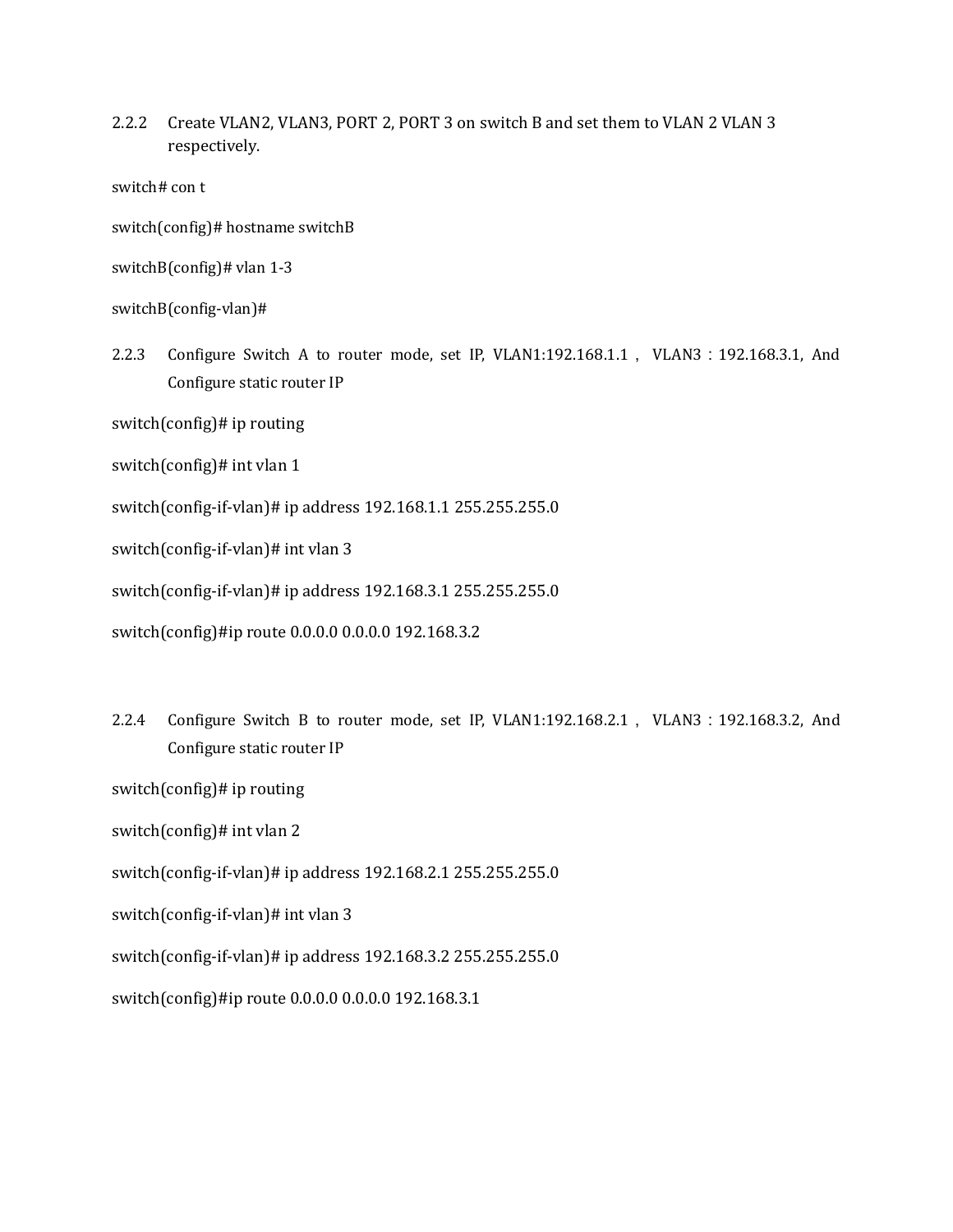2.2.2 Create VLAN2, VLAN3, PORT 2, PORT 3 on switch B and set them to VLAN 2 VLAN 3 respectively.

```
switch# con t
switch(config)# hostname switchB
switchB(config)# vlan 1-3
switchB(config-vlan)#
```

2.2.3 Configure Switch A to router mode, set IP, VLAN1:192.168.1.1 , VLAN3 : 192.168.3.1, And Configure static router IP

```
switch(config)# ip routing
switch(config)# int vlan 1
switch(config-if-vlan)# ip address 192.168.1.1 255.255.255.0
switch(config-if-vlan)# int vlan 3
switch(config-if-vlan)# ip address 192.168.3.1 255.255.255.0
switch(config)#ip route 0.0.0.0 0.0.0.0 192.168.3.2
```

2.2.4 Configure Switch B to router mode, set IP, VLAN1:192.168.2.1 , VLAN3 : 192.168.3.2, And Configure static router IP

```
switch(config)# ip routing
switch(config)# int vlan 2
switch(config-if-vlan)# ip address 192.168.2.1 255.255.255.0
switch(config-if-vlan)# int vlan 3
switch(config-if-vlan)# ip address 192.168.3.2 255.255.255.0
switch(config)#ip route 0.0.0.0 0.0.0.0 192.168.3.1
```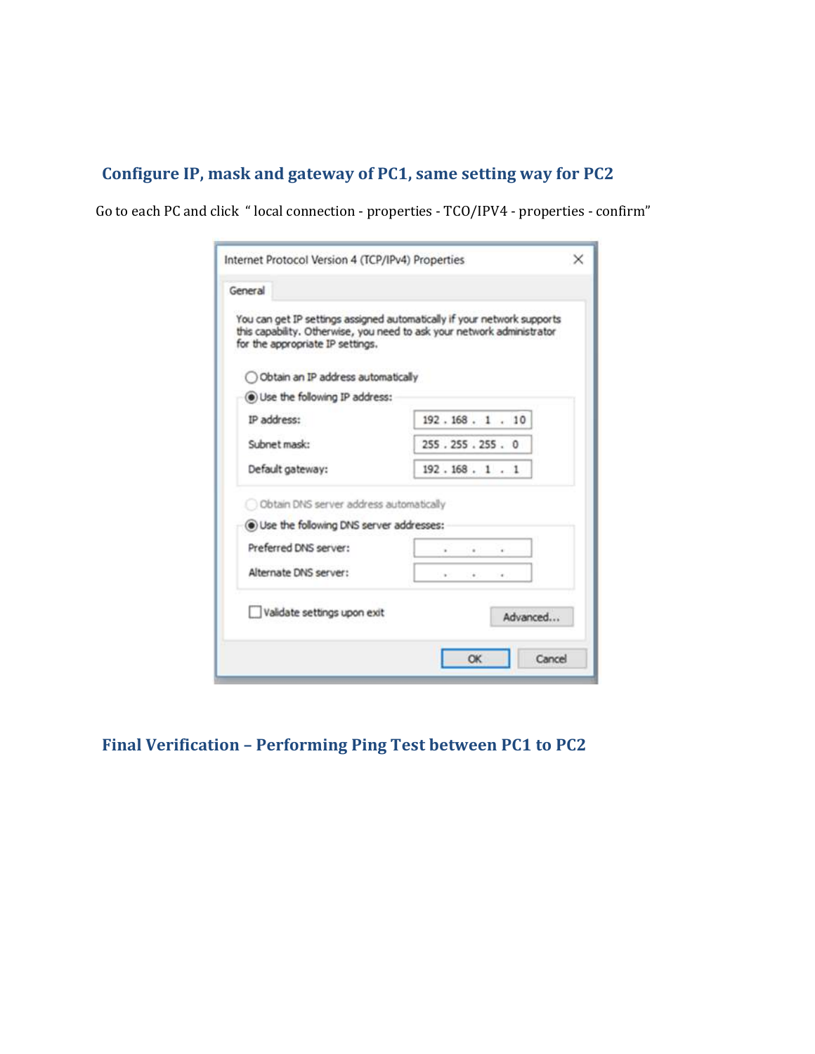## Configure IP, mask and gateway of PC1, same setting way for PC2

Go to each PC and click “ local connection - properties - TCO/IPV4 - properties - confirm”

## Final Verification – Performing Ping Test between PC1 to PC2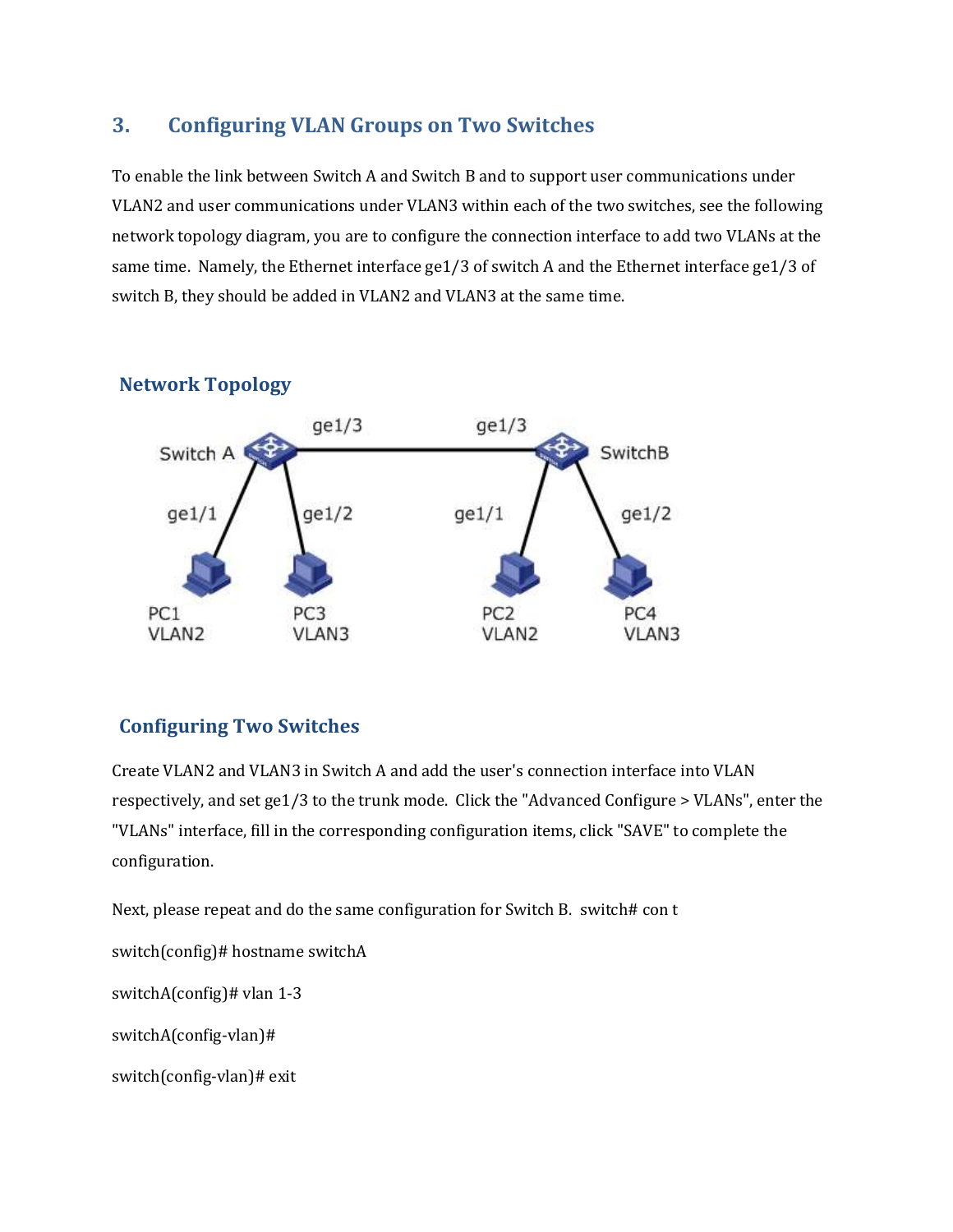## 3. Configuring VLAN Groups on Two Switches

To enable the link between Switch A and Switch B and to support user communications under VLAN2 and user communications under VLAN3 within each of the two switches, see the following network topology diagram, you are to configure the connection interface to add two VLANs at the same time. Namely, the Ethernet interface ge1/3 of switch A and the Ethernet interface ge1/3 of switch B, they should be added in VLAN2 and VLAN3 at the same time.

### Network Topology

Switch A
ge1/3
ge1/3
SwitchB
ge1/1
ge1/2
ge1/1
ge1/2
PC1
VLAN2
PC3
VLAN3
PC2
VLAN2
PC4
VLAN3

### Configuring Two Switches

Create VLAN2 and VLAN3 in Switch A and add the user's connection interface into VLAN respectively, and set ge1/3 to the trunk mode. Click the "Advanced Configure > VLANs", enter the "VLANs" interface, fill in the corresponding configuration items, click "SAVE" to complete the configuration.

Next, please repeat and do the same configuration for Switch B. switch# con t

switch(config)# hostname switchA

switchA(config)# vlan 1-3

switchA(config-vlan)#

switch(config-vlan)# exit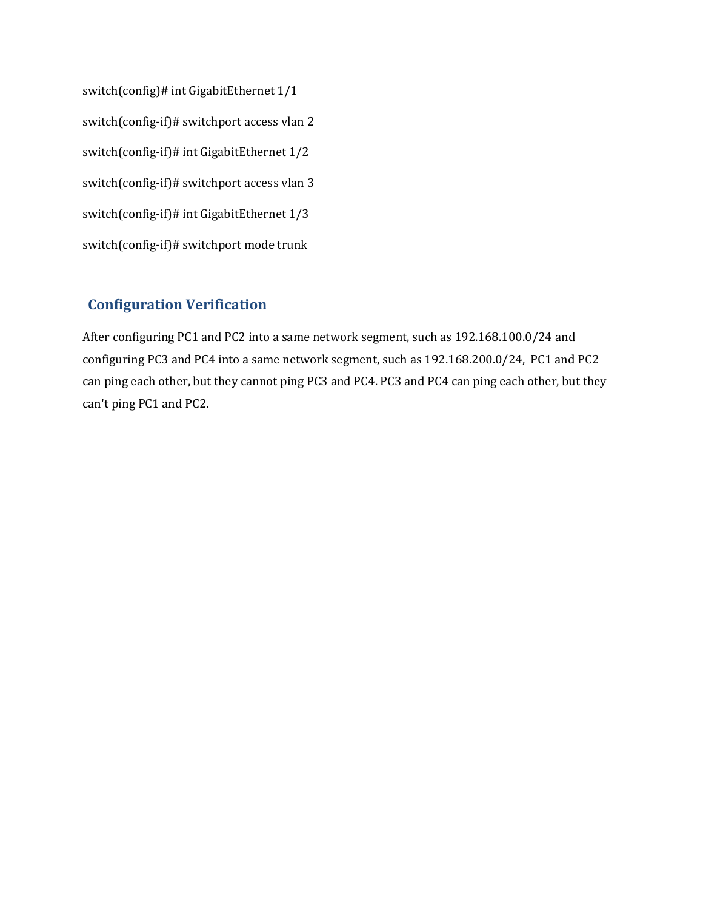```
switch(config)# int GigabitEthernet 1/1
switch(config-if)# switchport access vlan 2
switch(config-if)# int GigabitEthernet 1/2
switch(config-if)# switchport access vlan 3
switch(config-if)# int GigabitEthernet 1/3
switch(config-if)# switchport mode trunk
```

## Configuration Verification

After configuring PC1 and PC2 into a same network segment, such as 192.168.100.0/24 and configuring PC3 and PC4 into a same network segment, such as 192.168.200.0/24, PC1 and PC2 can ping each other, but they cannot ping PC3 and PC4. PC3 and PC4 can ping each other, but they can't ping PC1 and PC2.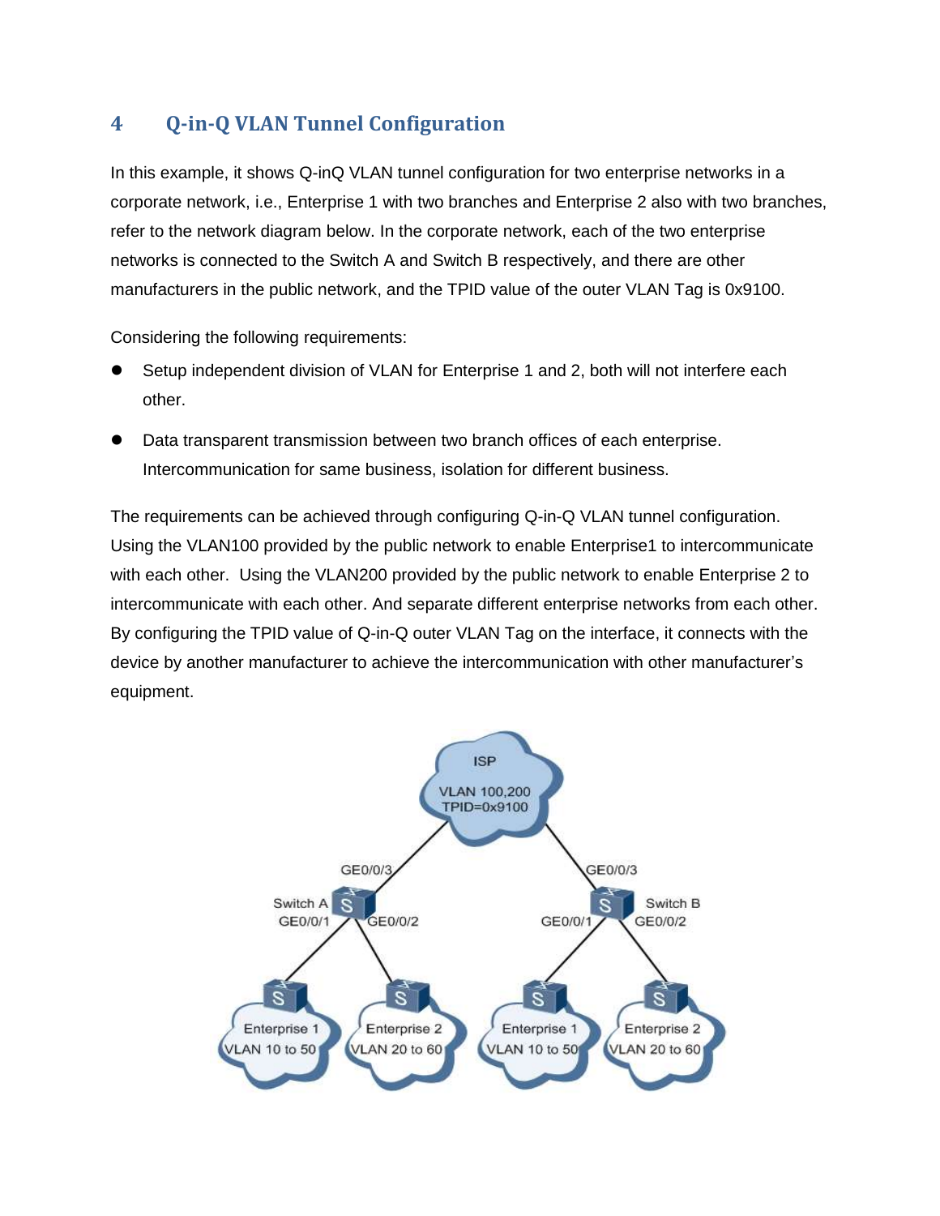## 4 Q-in-Q VLAN Tunnel Configuration

In this example, it shows Q-inQ VLAN tunnel configuration for two enterprise networks in a corporate network, i.e., Enterprise 1 with two branches and Enterprise 2 also with two branches, refer to the network diagram below. In the corporate network, each of the two enterprise networks is connected to the Switch A and Switch B respectively, and there are other manufacturers in the public network, and the TPID value of the outer VLAN Tag is 0x9100.

Considering the following requirements:

- Setup independent division of VLAN for Enterprise 1 and 2, both will not interfere each other.
- Data transparent transmission between two branch offices of each enterprise. Intercommunication for same business, isolation for different business.

The requirements can be achieved through configuring Q-in-Q VLAN tunnel configuration. Using the VLAN100 provided by the public network to enable Enterprise1 to intercommunicate with each other. Using the VLAN200 provided by the public network to enable Enterprise 2 to intercommunicate with each other. And separate different enterprise networks from each other. By configuring the TPID value of Q-in-Q outer VLAN Tag on the interface, it connects with the device by another manufacturer to achieve the intercommunication with other manufacturer's equipment.

ISP
VLAN 100,200
TPID=0x9100

GE0/0/3
Switch A
GE0/0/1
GE0/0/2

GE0/0/3
Switch B
GE0/0/1
GE0/0/2

Enterprise 1
VLAN 10 to 50

Enterprise 2
VLAN 20 to 60

Enterprise 1
VLAN 10 to 50

Enterprise 2
VLAN 20 to 60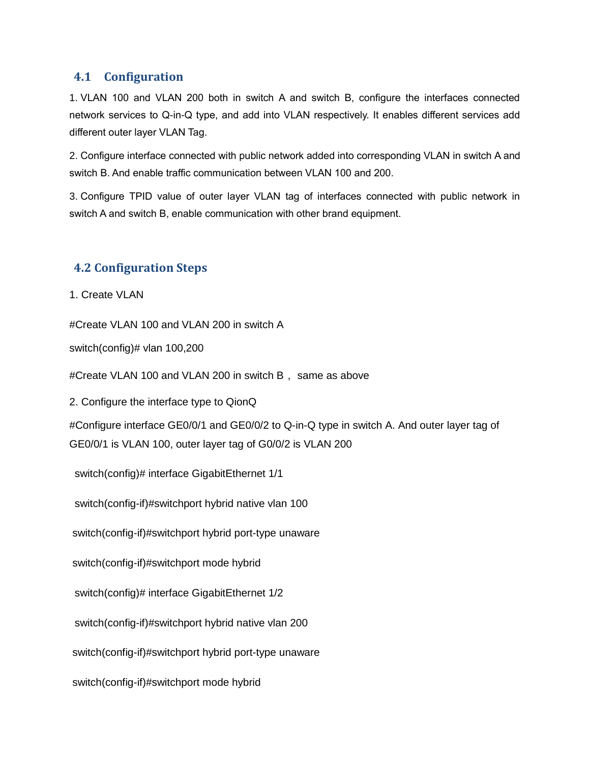## 4.1 Configuration

1. VLAN 100 and VLAN 200 both in switch A and switch B, configure the interfaces connected network services to Q-in-Q type, and add into VLAN respectively. It enables different services add different outer layer VLAN Tag.

2. Configure interface connected with public network added into corresponding VLAN in switch A and switch B. And enable traffic communication between VLAN 100 and 200.

3. Configure TPID value of outer layer VLAN tag of interfaces connected with public network in switch A and switch B, enable communication with other brand equipment.

## 4.2 Configuration Steps

1. Create VLAN

#Create VLAN 100 and VLAN 200 in switch A

```
switch(config)# vlan 100,200
```

#Create VLAN 100 and VLAN 200 in switch B， same as above

2. Configure the interface type to QionQ

#Configure interface GE0/0/1 and GE0/0/2 to Q-in-Q type in switch A. And outer layer tag of GE0/0/1 is VLAN 100, outer layer tag of G0/0/2 is VLAN 200

```
switch(config)# interface GigabitEthernet 1/1
switch(config-if)#switchport hybrid native vlan 100
switch(config-if)#switchport hybrid port-type unaware
switch(config-if)#switchport mode hybrid
switch(config)# interface GigabitEthernet 1/2
switch(config-if)#switchport hybrid native vlan 200
switch(config-if)#switchport hybrid port-type unaware
switch(config-if)#switchport mode hybrid
```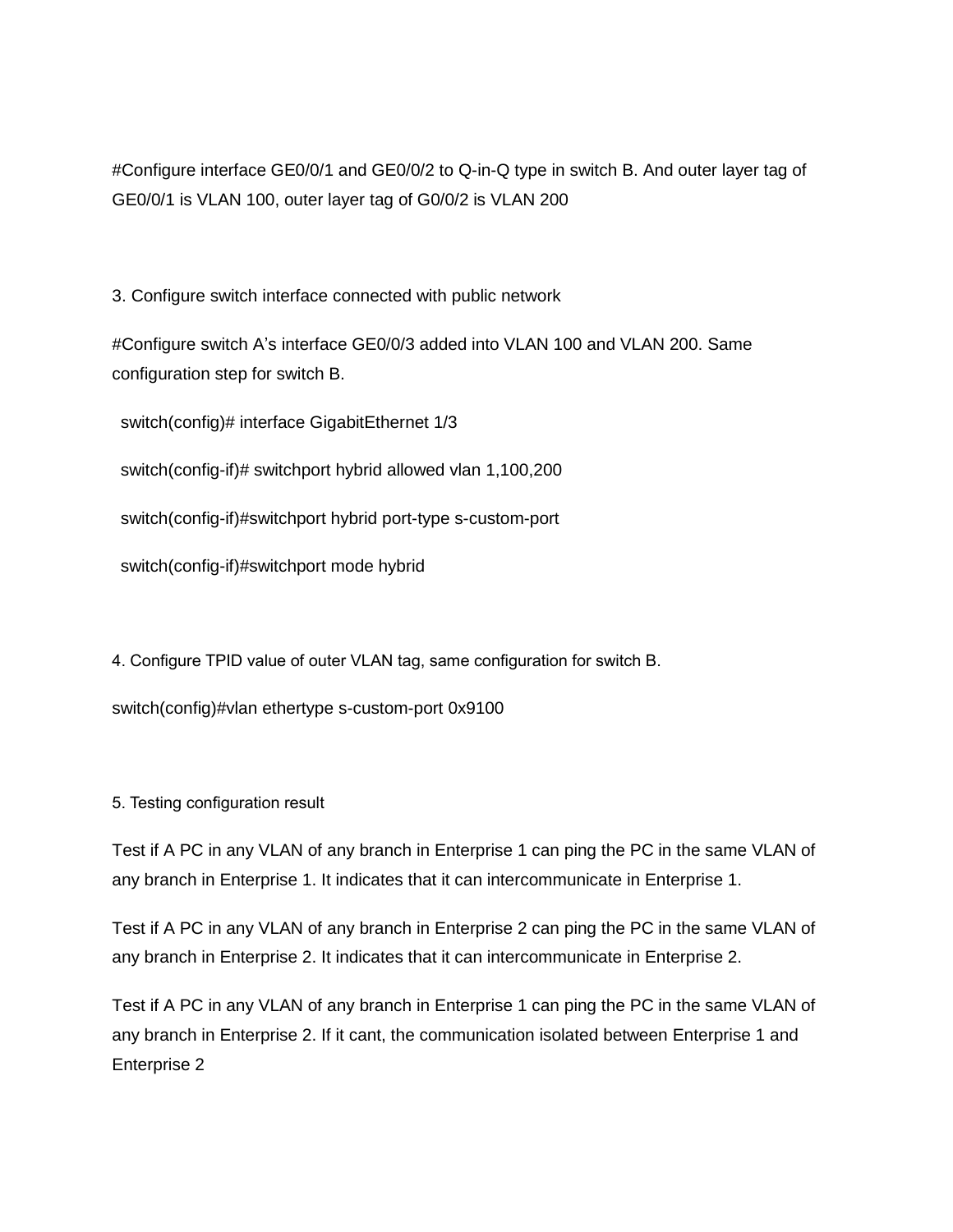#Configure interface GE0/0/1 and GE0/0/2 to Q-in-Q type in switch B. And outer layer tag of GE0/0/1 is VLAN 100, outer layer tag of G0/0/2 is VLAN 200

3. Configure switch interface connected with public network

#Configure switch A's interface GE0/0/3 added into VLAN 100 and VLAN 200. Same configuration step for switch B.

```
switch(config)# interface GigabitEthernet 1/3
switch(config-if)# switchport hybrid allowed vlan 1,100,200
switch(config-if)#switchport hybrid port-type s-custom-port
switch(config-if)#switchport mode hybrid
```

4. Configure TPID value of outer VLAN tag, same configuration for switch B.

```
switch(config)#vlan ethertype s-custom-port 0x9100
```

5. Testing configuration result

Test if A PC in any VLAN of any branch in Enterprise 1 can ping the PC in the same VLAN of any branch in Enterprise 1. It indicates that it can intercommunicate in Enterprise 1.

Test if A PC in any VLAN of any branch in Enterprise 2 can ping the PC in the same VLAN of any branch in Enterprise 2. It indicates that it can intercommunicate in Enterprise 2.

Test if A PC in any VLAN of any branch in Enterprise 1 can ping the PC in the same VLAN of any branch in Enterprise 2. If it cant, the communication isolated between Enterprise 1 and Enterprise 2